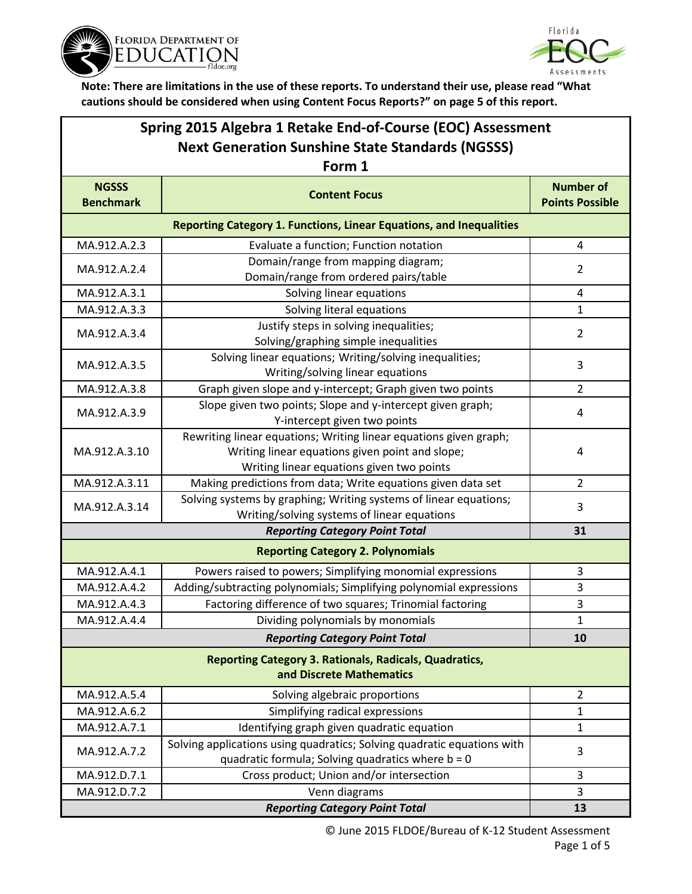**Note: There are limitations in the use of these reports. To understand their use, please read "What cautions should be considered when using Content Focus Reports?" on page 5 of this report.**

# Spring 2015 Algebra 1 Retake End-of-Course (EOC) Assessment
## Next Generation Sunshine State Standards (NGSSS)
## Form 1

| NGSSS Benchmark | Content Focus | Number of Points Possible |
|---|---|---|
| **Reporting Category 1. Functions, Linear Equations, and Inequalities** | | |
| MA.912.A.2.3 | Evaluate a function; Function notation | 4 |
| MA.912.A.2.4 | Domain/range from mapping diagram; Domain/range from ordered pairs/table | 2 |
| MA.912.A.3.1 | Solving linear equations | 4 |
| MA.912.A.3.3 | Solving literal equations | 1 |
| MA.912.A.3.4 | Justify steps in solving inequalities; Solving/graphing simple inequalities | 2 |
| MA.912.A.3.5 | Solving linear equations; Writing/solving inequalities; Writing/solving linear equations | 3 |
| MA.912.A.3.8 | Graph given slope and y-intercept; Graph given two points | 2 |
| MA.912.A.3.9 | Slope given two points; Slope and y-intercept given graph; Y-intercept given two points | 4 |
| MA.912.A.3.10 | Rewriting linear equations; Writing linear equations given graph; Writing linear equations given point and slope; Writing linear equations given two points | 4 |
| MA.912.A.3.11 | Making predictions from data; Write equations given data set | 2 |
| MA.912.A.3.14 | Solving systems by graphing; Writing systems of linear equations; Writing/solving systems of linear equations | 3 |
| | ***Reporting Category Point Total*** | **31** |
| **Reporting Category 2. Polynomials** | | |
| MA.912.A.4.1 | Powers raised to powers; Simplifying monomial expressions | 3 |
| MA.912.A.4.2 | Adding/subtracting polynomials; Simplifying polynomial expressions | 3 |
| MA.912.A.4.3 | Factoring difference of two squares; Trinomial factoring | 3 |
| MA.912.A.4.4 | Dividing polynomials by monomials | 1 |
| | ***Reporting Category Point Total*** | **10** |
| **Reporting Category 3. Rationals, Radicals, Quadratics, and Discrete Mathematics** | | |
| MA.912.A.5.4 | Solving algebraic proportions | 2 |
| MA.912.A.6.2 | Simplifying radical expressions | 1 |
| MA.912.A.7.1 | Identifying graph given quadratic equation | 1 |
| MA.912.A.7.2 | Solving applications using quadratics; Solving quadratic equations with quadratic formula; Solving quadratics where $b = 0$ | 3 |
| MA.912.D.7.1 | Cross product; Union and/or intersection | 3 |
| MA.912.D.7.2 | Venn diagrams | 3 |
| | ***Reporting Category Point Total*** | **13** |

© June 2015 FLDOE/Bureau of K-12 Student Assessment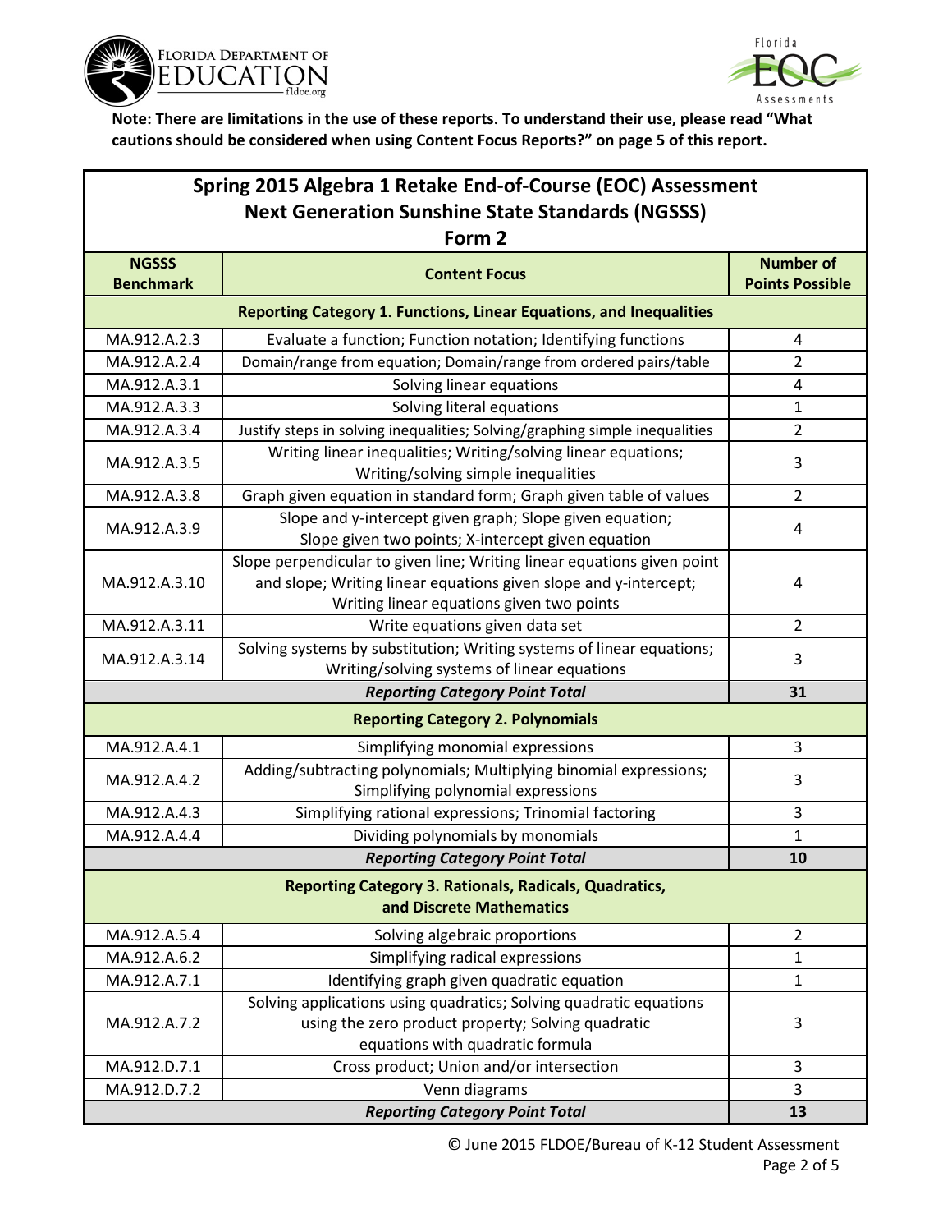**Note: There are limitations in the use of these reports. To understand their use, please read "What cautions should be considered when using Content Focus Reports?" on page 5 of this report.**

## Spring 2015 Algebra 1 Retake End-of-Course (EOC) Assessment Next Generation Sunshine State Standards (NGSSS) Form 2

| NGSSS Benchmark | Content Focus | Number of Points Possible |
|---|---|---|
| **Reporting Category 1. Functions, Linear Equations, and Inequalities** | | |
| MA.912.A.2.3 | Evaluate a function; Function notation; Identifying functions | 4 |
| MA.912.A.2.4 | Domain/range from equation; Domain/range from ordered pairs/table | 2 |
| MA.912.A.3.1 | Solving linear equations | 4 |
| MA.912.A.3.3 | Solving literal equations | 1 |
| MA.912.A.3.4 | Justify steps in solving inequalities; Solving/graphing simple inequalities | 2 |
| MA.912.A.3.5 | Writing linear inequalities; Writing/solving linear equations; Writing/solving simple inequalities | 3 |
| MA.912.A.3.8 | Graph given equation in standard form; Graph given table of values | 2 |
| MA.912.A.3.9 | Slope and y-intercept given graph; Slope given equation; Slope given two points; X-intercept given equation | 4 |
| MA.912.A.3.10 | Slope perpendicular to given line; Writing linear equations given point and slope; Writing linear equations given slope and y-intercept; Writing linear equations given two points | 4 |
| MA.912.A.3.11 | Write equations given data set | 2 |
| MA.912.A.3.14 | Solving systems by substitution; Writing systems of linear equations; Writing/solving systems of linear equations | 3 |
| | ***Reporting Category Point Total*** | **31** |
| **Reporting Category 2. Polynomials** | | |
| MA.912.A.4.1 | Simplifying monomial expressions | 3 |
| MA.912.A.4.2 | Adding/subtracting polynomials; Multiplying binomial expressions; Simplifying polynomial expressions | 3 |
| MA.912.A.4.3 | Simplifying rational expressions; Trinomial factoring | 3 |
| MA.912.A.4.4 | Dividing polynomials by monomials | 1 |
| | ***Reporting Category Point Total*** | **10** |
| **Reporting Category 3. Rationals, Radicals, Quadratics, and Discrete Mathematics** | | |
| MA.912.A.5.4 | Solving algebraic proportions | 2 |
| MA.912.A.6.2 | Simplifying radical expressions | 1 |
| MA.912.A.7.1 | Identifying graph given quadratic equation | 1 |
| MA.912.A.7.2 | Solving applications using quadratics; Solving quadratic equations using the zero product property; Solving quadratic equations with quadratic formula | 3 |
| MA.912.D.7.1 | Cross product; Union and/or intersection | 3 |
| MA.912.D.7.2 | Venn diagrams | 3 |
| | ***Reporting Category Point Total*** | **13** |

© June 2015 FLDOE/Bureau of K-12 Student Assessment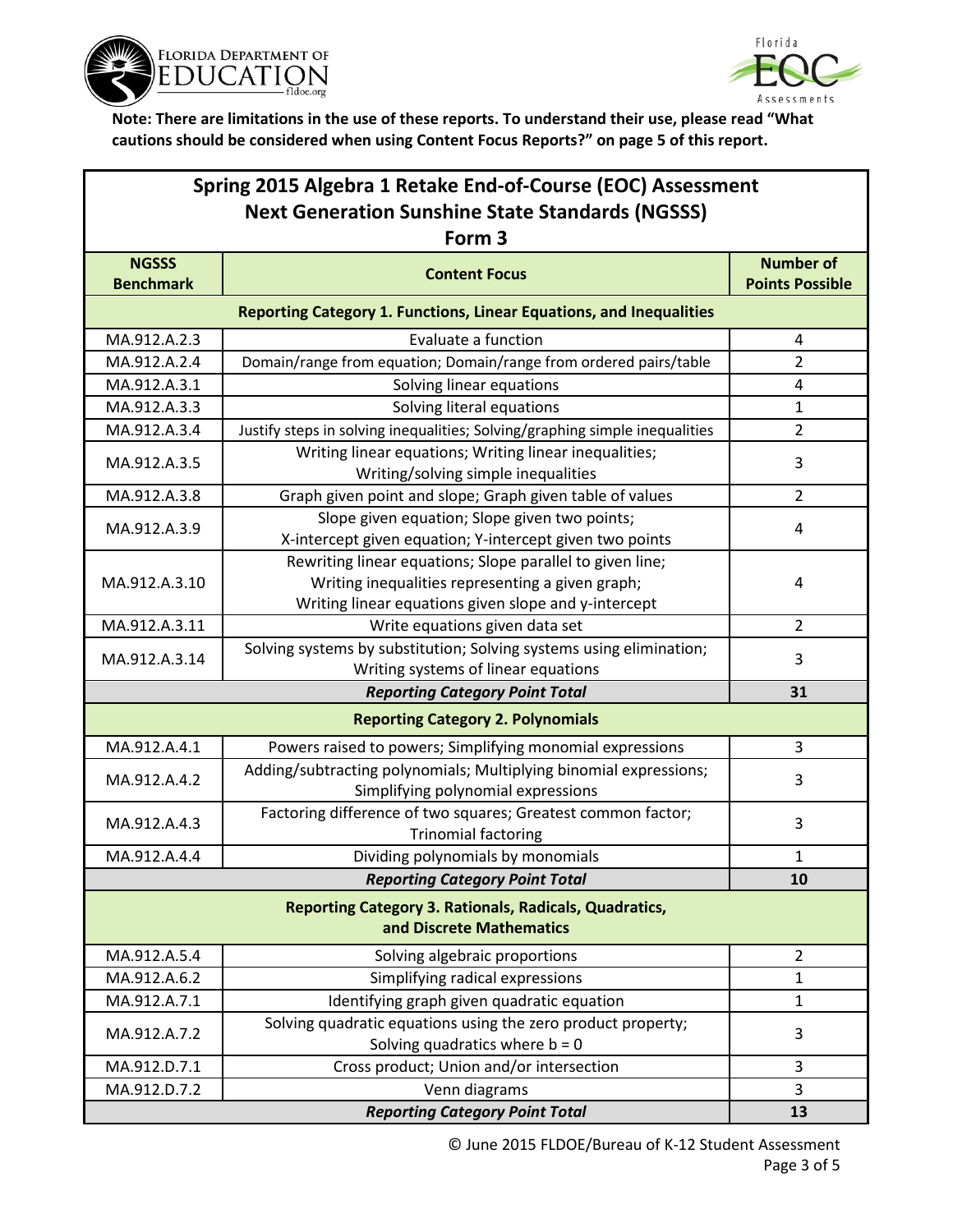**Note: There are limitations in the use of these reports. To understand their use, please read "What cautions should be considered when using Content Focus Reports?" on page 5 of this report.**

## Spring 2015 Algebra 1 Retake End-of-Course (EOC) Assessment
## Next Generation Sunshine State Standards (NGSSS)
## Form 3

| NGSSS Benchmark | Content Focus | Number of Points Possible |
|---|---|---|
| **Reporting Category 1. Functions, Linear Equations, and Inequalities** | | |
| MA.912.A.2.3 | Evaluate a function | 4 |
| MA.912.A.2.4 | Domain/range from equation; Domain/range from ordered pairs/table | 2 |
| MA.912.A.3.1 | Solving linear equations | 4 |
| MA.912.A.3.3 | Solving literal equations | 1 |
| MA.912.A.3.4 | Justify steps in solving inequalities; Solving/graphing simple inequalities | 2 |
| MA.912.A.3.5 | Writing linear equations; Writing linear inequalities; Writing/solving simple inequalities | 3 |
| MA.912.A.3.8 | Graph given point and slope; Graph given table of values | 2 |
| MA.912.A.3.9 | Slope given equation; Slope given two points; X-intercept given equation; Y-intercept given two points | 4 |
| MA.912.A.3.10 | Rewriting linear equations; Slope parallel to given line; Writing inequalities representing a given graph; Writing linear equations given slope and y-intercept | 4 |
| MA.912.A.3.11 | Write equations given data set | 2 |
| MA.912.A.3.14 | Solving systems by substitution; Solving systems using elimination; Writing systems of linear equations | 3 |
| | ***Reporting Category Point Total*** | **31** |
| **Reporting Category 2. Polynomials** | | |
| MA.912.A.4.1 | Powers raised to powers; Simplifying monomial expressions | 3 |
| MA.912.A.4.2 | Adding/subtracting polynomials; Multiplying binomial expressions; Simplifying polynomial expressions | 3 |
| MA.912.A.4.3 | Factoring difference of two squares; Greatest common factor; Trinomial factoring | 3 |
| MA.912.A.4.4 | Dividing polynomials by monomials | 1 |
| | ***Reporting Category Point Total*** | **10** |
| **Reporting Category 3. Rationals, Radicals, Quadratics, and Discrete Mathematics** | | |
| MA.912.A.5.4 | Solving algebraic proportions | 2 |
| MA.912.A.6.2 | Simplifying radical expressions | 1 |
| MA.912.A.7.1 | Identifying graph given quadratic equation | 1 |
| MA.912.A.7.2 | Solving quadratic equations using the zero product property; Solving quadratics where $b = 0$ | 3 |
| MA.912.D.7.1 | Cross product; Union and/or intersection | 3 |
| MA.912.D.7.2 | Venn diagrams | 3 |
| | ***Reporting Category Point Total*** | **13** |

© June 2015 FLDOE/Bureau of K-12 Student Assessment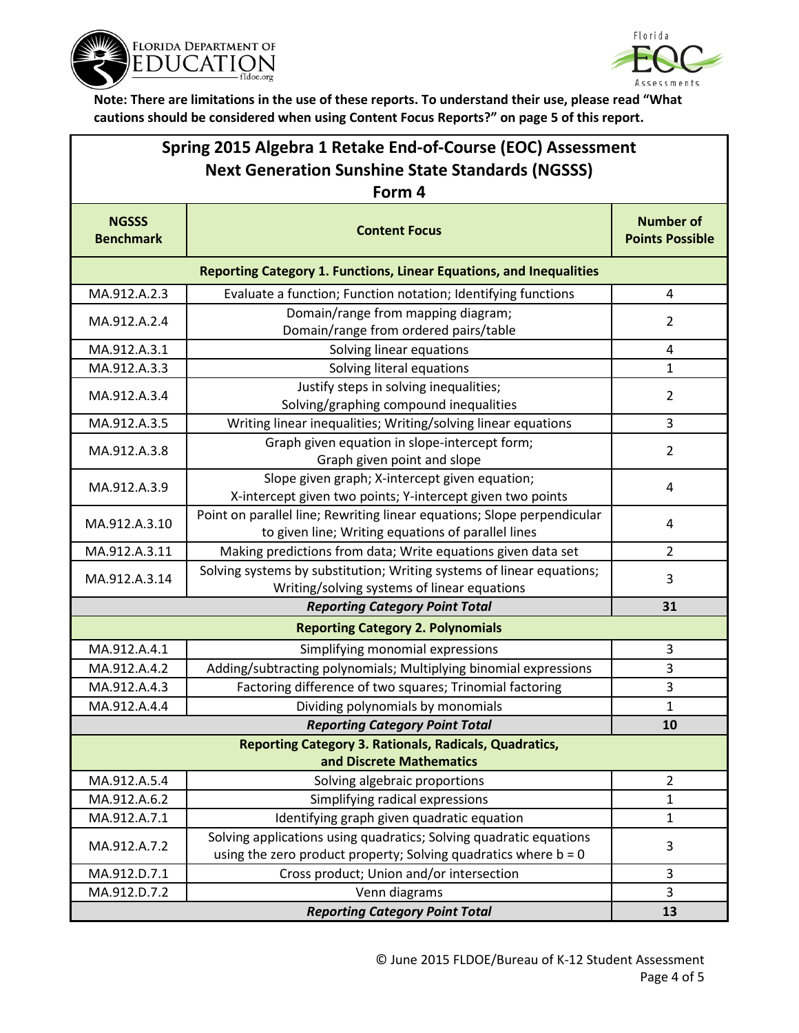**Note: There are limitations in the use of these reports. To understand their use, please read "What cautions should be considered when using Content Focus Reports?" on page 5 of this report.**

## Spring 2015 Algebra 1 Retake End-of-Course (EOC) Assessment Next Generation Sunshine State Standards (NGSSS) Form 4

| NGSSS Benchmark | Content Focus | Number of Points Possible |
|---|---|---|
| **Reporting Category 1. Functions, Linear Equations, and Inequalities** | | |
| MA.912.A.2.3 | Evaluate a function; Function notation; Identifying functions | 4 |
| MA.912.A.2.4 | Domain/range from mapping diagram; Domain/range from ordered pairs/table | 2 |
| MA.912.A.3.1 | Solving linear equations | 4 |
| MA.912.A.3.3 | Solving literal equations | 1 |
| MA.912.A.3.4 | Justify steps in solving inequalities; Solving/graphing compound inequalities | 2 |
| MA.912.A.3.5 | Writing linear inequalities; Writing/solving linear equations | 3 |
| MA.912.A.3.8 | Graph given equation in slope-intercept form; Graph given point and slope | 2 |
| MA.912.A.3.9 | Slope given graph; X-intercept given equation; X-intercept given two points; Y-intercept given two points | 4 |
| MA.912.A.3.10 | Point on parallel line; Rewriting linear equations; Slope perpendicular to given line; Writing equations of parallel lines | 4 |
| MA.912.A.3.11 | Making predictions from data; Write equations given data set | 2 |
| MA.912.A.3.14 | Solving systems by substitution; Writing systems of linear equations; Writing/solving systems of linear equations | 3 |
| ***Reporting Category Point Total*** | | **31** |
| **Reporting Category 2. Polynomials** | | |
| MA.912.A.4.1 | Simplifying monomial expressions | 3 |
| MA.912.A.4.2 | Adding/subtracting polynomials; Multiplying binomial expressions | 3 |
| MA.912.A.4.3 | Factoring difference of two squares; Trinomial factoring | 3 |
| MA.912.A.4.4 | Dividing polynomials by monomials | 1 |
| ***Reporting Category Point Total*** | | **10** |
| **Reporting Category 3. Rationals, Radicals, Quadratics, and Discrete Mathematics** | | |
| MA.912.A.5.4 | Solving algebraic proportions | 2 |
| MA.912.A.6.2 | Simplifying radical expressions | 1 |
| MA.912.A.7.1 | Identifying graph given quadratic equation | 1 |
| MA.912.A.7.2 | Solving applications using quadratics; Solving quadratic equations using the zero product property; Solving quadratics where $b = 0$ | 3 |
| MA.912.D.7.1 | Cross product; Union and/or intersection | 3 |
| MA.912.D.7.2 | Venn diagrams | 3 |
| ***Reporting Category Point Total*** | | **13** |

© June 2015 FLDOE/Bureau of K-12 Student Assessment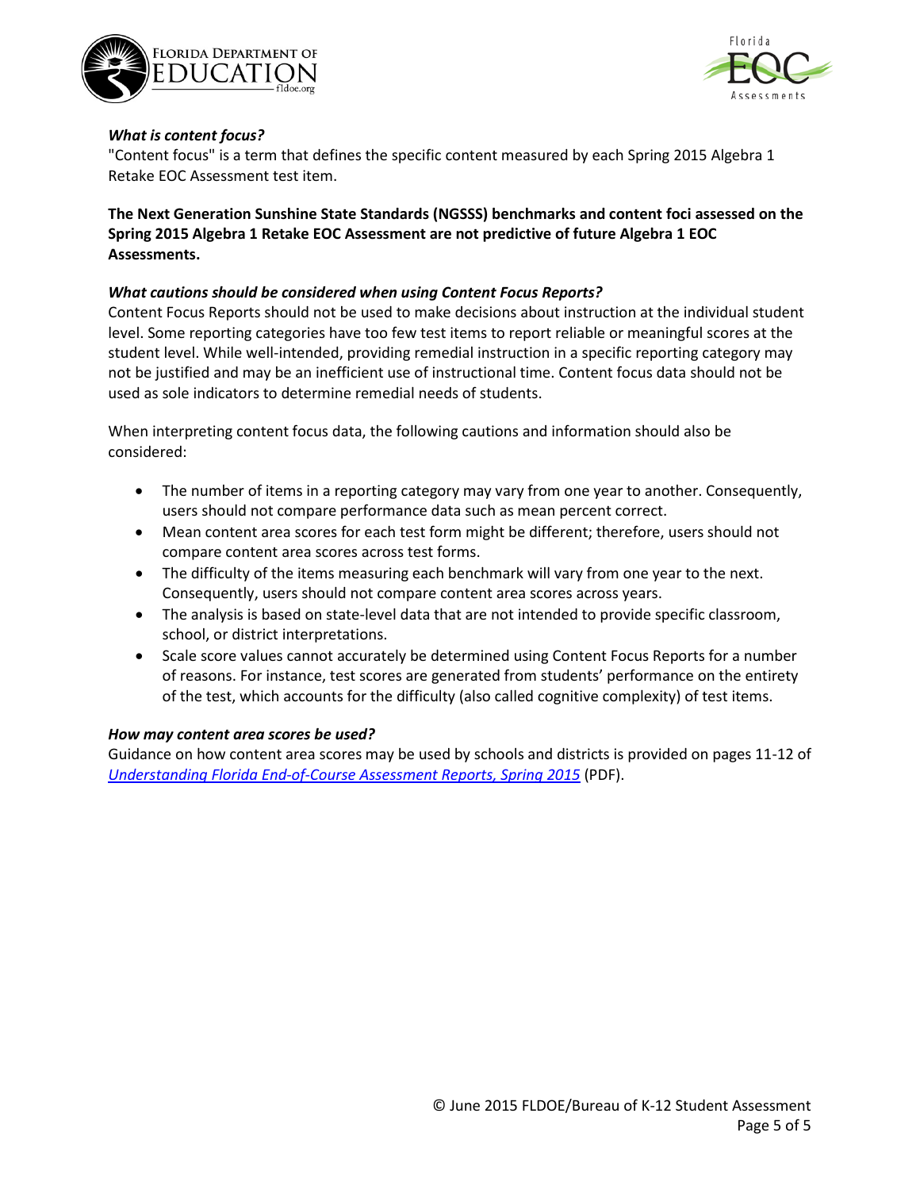***What is content focus?***

"Content focus" is a term that defines the specific content measured by each Spring 2015 Algebra 1 Retake EOC Assessment test item.

**The Next Generation Sunshine State Standards (NGSSS) benchmarks and content foci assessed on the Spring 2015 Algebra 1 Retake EOC Assessment are not predictive of future Algebra 1 EOC Assessments.**

***What cautions should be considered when using Content Focus Reports?***

Content Focus Reports should not be used to make decisions about instruction at the individual student level. Some reporting categories have too few test items to report reliable or meaningful scores at the student level. While well-intended, providing remedial instruction in a specific reporting category may not be justified and may be an inefficient use of instructional time. Content focus data should not be used as sole indicators to determine remedial needs of students.

When interpreting content focus data, the following cautions and information should also be considered:

- The number of items in a reporting category may vary from one year to another. Consequently, users should not compare performance data such as mean percent correct.
- Mean content area scores for each test form might be different; therefore, users should not compare content area scores across test forms.
- The difficulty of the items measuring each benchmark will vary from one year to the next. Consequently, users should not compare content area scores across years.
- The analysis is based on state-level data that are not intended to provide specific classroom, school, or district interpretations.
- Scale score values cannot accurately be determined using Content Focus Reports for a number of reasons. For instance, test scores are generated from students' performance on the entirety of the test, which accounts for the difficulty (also called cognitive complexity) of test items.

***How may content area scores be used?***

Guidance on how content area scores may be used by schools and districts is provided on pages 11-12 of *Understanding Florida End-of-Course Assessment Reports, Spring 2015* (PDF).

© June 2015 FLDOE/Bureau of K-12 Student Assessment